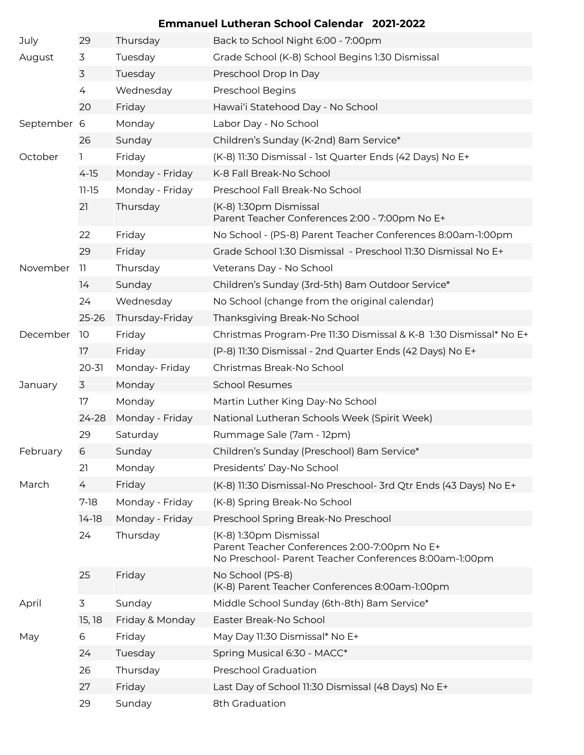# Emmanuel Lutheran School Calendar 2021-2022

| Month | Date | Day | Event |
|---|---|---|---|
| July | 29 | Thursday | Back to School Night 6:00 - 7:00pm |
| August | 3 | Tuesday | Grade School (K-8) School Begins 1:30 Dismissal |
| | 3 | Tuesday | Preschool Drop In Day |
| | 4 | Wednesday | Preschool Begins |
| | 20 | Friday | Hawai'i Statehood Day - No School |
| September | 6 | Monday | Labor Day - No School |
| | 26 | Sunday | Children's Sunday (K-2nd) 8am Service* |
| October | 1 | Friday | (K-8) 11:30 Dismissal - 1st Quarter Ends (42 Days) No E+ |
| | 4-15 | Monday - Friday | K-8 Fall Break-No School |
| | 11-15 | Monday - Friday | Preschool Fall Break-No School |
| | 21 | Thursday | (K-8) 1:30pm Dismissal<br>Parent Teacher Conferences 2:00 - 7:00pm No E+ |
| | 22 | Friday | No School - (PS-8) Parent Teacher Conferences 8:00am-1:00pm |
| | 29 | Friday | Grade School 1:30 Dismissal - Preschool 11:30 Dismissal No E+ |
| November | 11 | Thursday | Veterans Day - No School |
| | 14 | Sunday | Children's Sunday (3rd-5th) 8am Outdoor Service* |
| | 24 | Wednesday | No School (change from the original calendar) |
| | 25-26 | Thursday-Friday | Thanksgiving Break-No School |
| December | 10 | Friday | Christmas Program-Pre 11:30 Dismissal & K-8 1:30 Dismissal* No E+ |
| | 17 | Friday | (P-8) 11:30 Dismissal - 2nd Quarter Ends (42 Days) No E+ |
| | 20-31 | Monday- Friday | Christmas Break-No School |
| January | 3 | Monday | School Resumes |
| | 17 | Monday | Martin Luther King Day-No School |
| | 24-28 | Monday - Friday | National Lutheran Schools Week (Spirit Week) |
| | 29 | Saturday | Rummage Sale (7am - 12pm) |
| February | 6 | Sunday | Children's Sunday (Preschool) 8am Service* |
| | 21 | Monday | Presidents' Day-No School |
| March | 4 | Friday | (K-8) 11:30 Dismissal-No Preschool- 3rd Qtr Ends (43 Days) No E+ |
| | 7-18 | Monday - Friday | (K-8) Spring Break-No School |
| | 14-18 | Monday - Friday | Preschool Spring Break-No Preschool |
| | 24 | Thursday | (K-8) 1:30pm Dismissal<br>Parent Teacher Conferences 2:00-7:00pm No E+<br>No Preschool- Parent Teacher Conferences 8:00am-1:00pm |
| | 25 | Friday | No School (PS-8)<br>(K-8) Parent Teacher Conferences 8:00am-1:00pm |
| April | 3 | Sunday | Middle School Sunday (6th-8th) 8am Service* |
| | 15, 18 | Friday & Monday | Easter Break-No School |
| May | 6 | Friday | May Day 11:30 Dismissal* No E+ |
| | 24 | Tuesday | Spring Musical 6:30 - MACC* |
| | 26 | Thursday | Preschool Graduation |
| | 27 | Friday | Last Day of School 11:30 Dismissal (48 Days) No E+ |
| | 29 | Sunday | 8th Graduation |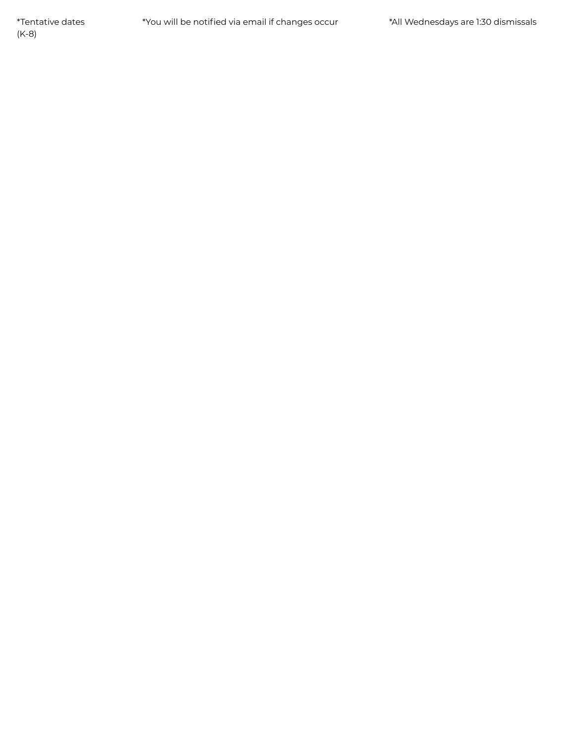*Tentative dates (K-8)

*You will be notified via email if changes occur

*All Wednesdays are 1:30 dismissals